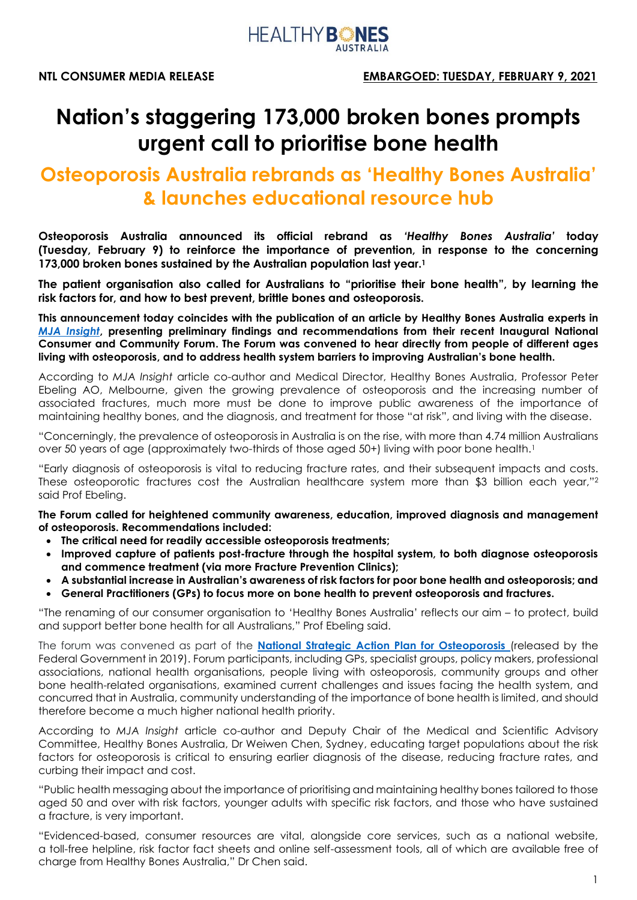**NTL CONSUMER MEDIA RELEASE** **EMBARGOED: TUESDAY, FEBRUARY 9, 2021**

# Nation's staggering 173,000 broken bones prompts urgent call to prioritise bone health

## Osteoporosis Australia rebrands as 'Healthy Bones Australia' & launches educational resource hub

**Osteoporosis Australia announced its official rebrand as *'Healthy Bones Australia'* today (Tuesday, February 9) to reinforce the importance of prevention, in response to the concerning 173,000 broken bones sustained by the Australian population last year.[1]**

**The patient organisation also called for Australians to "prioritise their bone health", by learning the risk factors for, and how to best prevent, brittle bones and osteoporosis.**

**This announcement today coincides with the publication of an article by Healthy Bones Australia experts in *MJA Insight*, presenting preliminary findings and recommendations from their recent Inaugural National Consumer and Community Forum. The Forum was convened to hear directly from people of different ages living with osteoporosis, and to address health system barriers to improving Australian's bone health.**

According to *MJA Insight* article co-author and Medical Director, Healthy Bones Australia, Professor Peter Ebeling AO, Melbourne, given the growing prevalence of osteoporosis and the increasing number of associated fractures, much more must be done to improve public awareness of the importance of maintaining healthy bones, and the diagnosis, and treatment for those "at risk", and living with the disease.

"Concerningly, the prevalence of osteoporosis in Australia is on the rise, with more than 4.74 million Australians over 50 years of age (approximately two-thirds of those aged 50+) living with poor bone health.[1]

"Early diagnosis of osteoporosis is vital to reducing fracture rates, and their subsequent impacts and costs. These osteoporotic fractures cost the Australian healthcare system more than $3 billion each year,"[2] said Prof Ebeling.

**The Forum called for heightened community awareness, education, improved diagnosis and management of osteoporosis. Recommendations included:**

- **The critical need for readily accessible osteoporosis treatments;**
- **Improved capture of patients post-fracture through the hospital system, to both diagnose osteoporosis and commence treatment (via more Fracture Prevention Clinics);**
- **A substantial increase in Australian's awareness of risk factors for poor bone health and osteoporosis; and**
- **General Practitioners (GPs) to focus more on bone health to prevent osteoporosis and fractures.**

"The renaming of our consumer organisation to 'Healthy Bones Australia' reflects our aim – to protect, build and support better bone health for all Australians," Prof Ebeling said.

The forum was convened as part of the **National Strategic Action Plan for Osteoporosis** (released by the Federal Government in 2019). Forum participants, including GPs, specialist groups, policy makers, professional associations, national health organisations, people living with osteoporosis, community groups and other bone health-related organisations, examined current challenges and issues facing the health system, and concurred that in Australia, community understanding of the importance of bone health is limited, and should therefore become a much higher national health priority.

According to *MJA Insight* article co-author and Deputy Chair of the Medical and Scientific Advisory Committee, Healthy Bones Australia, Dr Weiwen Chen, Sydney, educating target populations about the risk factors for osteoporosis is critical to ensuring earlier diagnosis of the disease, reducing fracture rates, and curbing their impact and cost.

"Public health messaging about the importance of prioritising and maintaining healthy bones tailored to those aged 50 and over with risk factors, younger adults with specific risk factors, and those who have sustained a fracture, is very important.

"Evidenced-based, consumer resources are vital, alongside core services, such as a national website, a toll-free helpline, risk factor fact sheets and online self-assessment tools, all of which are available free of charge from Healthy Bones Australia," Dr Chen said.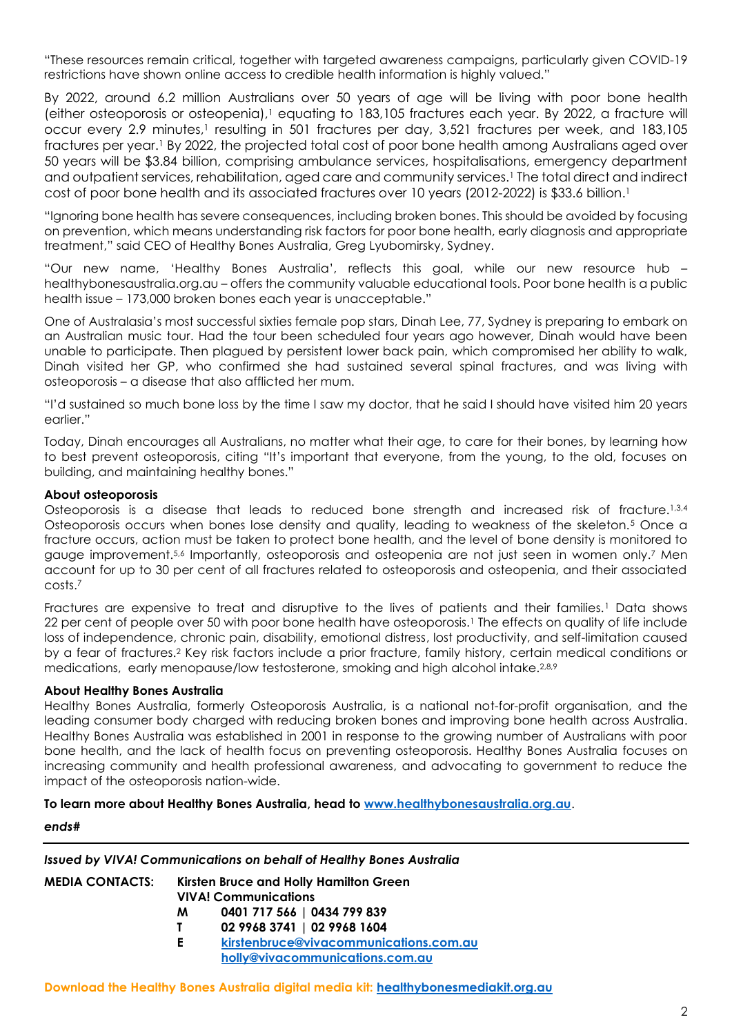"These resources remain critical, together with targeted awareness campaigns, particularly given COVID-19 restrictions have shown online access to credible health information is highly valued."

By 2022, around 6.2 million Australians over 50 years of age will be living with poor bone health (either osteoporosis or osteopenia),[1] equating to 183,105 fractures each year. By 2022, a fracture will occur every 2.9 minutes,[1] resulting in 501 fractures per day, 3,521 fractures per week, and 183,105 fractures per year.[1] By 2022, the projected total cost of poor bone health among Australians aged over 50 years will be $3.84 billion, comprising ambulance services, hospitalisations, emergency department and outpatient services, rehabilitation, aged care and community services.[1] The total direct and indirect cost of poor bone health and its associated fractures over 10 years (2012-2022) is $33.6 billion.[1]

"Ignoring bone health has severe consequences, including broken bones. This should be avoided by focusing on prevention, which means understanding risk factors for poor bone health, early diagnosis and appropriate treatment," said CEO of Healthy Bones Australia, Greg Lyubomirsky, Sydney.

"Our new name, 'Healthy Bones Australia', reflects this goal, while our new resource hub – healthybonesaustralia.org.au – offers the community valuable educational tools. Poor bone health is a public health issue – 173,000 broken bones each year is unacceptable."

One of Australasia's most successful sixties female pop stars, Dinah Lee, 77, Sydney is preparing to embark on an Australian music tour. Had the tour been scheduled four years ago however, Dinah would have been unable to participate. Then plagued by persistent lower back pain, which compromised her ability to walk, Dinah visited her GP, who confirmed she had sustained several spinal fractures, and was living with osteoporosis – a disease that also afflicted her mum.

"I'd sustained so much bone loss by the time I saw my doctor, that he said I should have visited him 20 years earlier."

Today, Dinah encourages all Australians, no matter what their age, to care for their bones, by learning how to best prevent osteoporosis, citing "It's important that everyone, from the young, to the old, focuses on building, and maintaining healthy bones."

**About osteoporosis**

Osteoporosis is a disease that leads to reduced bone strength and increased risk of fracture.[1,3,4] Osteoporosis occurs when bones lose density and quality, leading to weakness of the skeleton.[5] Once a fracture occurs, action must be taken to protect bone health, and the level of bone density is monitored to gauge improvement.[5,6] Importantly, osteoporosis and osteopenia are not just seen in women only.[7] Men account for up to 30 per cent of all fractures related to osteoporosis and osteopenia, and their associated costs.[7]

Fractures are expensive to treat and disruptive to the lives of patients and their families.[1] Data shows 22 per cent of people over 50 with poor bone health have osteoporosis.[1] The effects on quality of life include loss of independence, chronic pain, disability, emotional distress, lost productivity, and self-limitation caused by a fear of fractures.[2] Key risk factors include a prior fracture, family history, certain medical conditions or medications, early menopause/low testosterone, smoking and high alcohol intake.[2,8,9]

**About Healthy Bones Australia**

Healthy Bones Australia, formerly Osteoporosis Australia, is a national not-for-profit organisation, and the leading consumer body charged with reducing broken bones and improving bone health across Australia. Healthy Bones Australia was established in 2001 in response to the growing number of Australians with poor bone health, and the lack of health focus on preventing osteoporosis. Healthy Bones Australia focuses on increasing community and health professional awareness, and advocating to government to reduce the impact of the osteoporosis nation-wide.

**To learn more about Healthy Bones Australia, head to [www.healthybonesaustralia.org.au](www.healthybonesaustralia.org.au).**

***ends#***

---

***Issued by VIVA! Communications on behalf of Healthy Bones Australia***

**MEDIA CONTACTS:** **Kirsten Bruce and Holly Hamilton Green**
**VIVA! Communications**
**M** **0401 717 566 | 0434 799 839**
**T** **02 9968 3741 | 02 9968 1604**
**E** **kirstenbruce@vivacommunications.com.au**
**holly@vivacommunications.com.au**

**Download the Healthy Bones Australia digital media kit: healthybonesmediakit.org.au**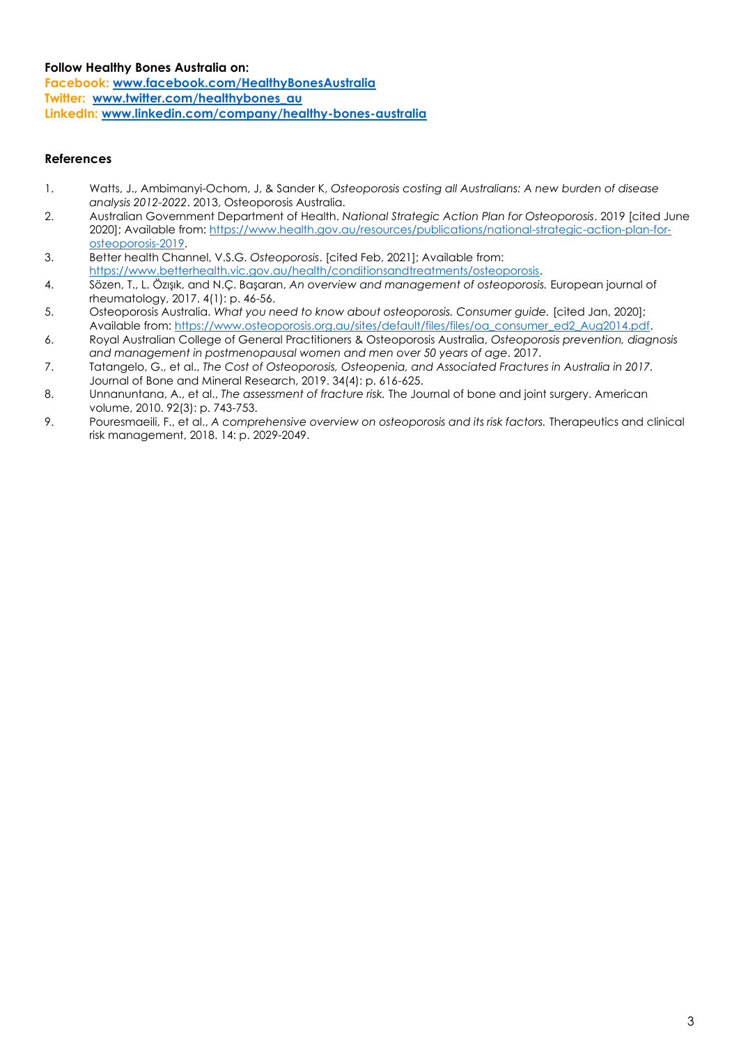**Follow Healthy Bones Australia on:**
**Facebook: [www.facebook.com/HealthyBonesAustralia](www.facebook.com/HealthyBonesAustralia)**
**Twitter: [www.twitter.com/healthybones_au](www.twitter.com/healthybones_au)**
**LinkedIn: [www.linkedin.com/company/healthy-bones-australia](www.linkedin.com/company/healthy-bones-australia)**

**References**

1. Watts, J., Ambimanyi-Ochom, J, & Sander K, *Osteoporosis costing all Australians: A new burden of disease analysis 2012-2022*. 2013, Osteoporosis Australia.
2. Australian Government Department of Health. *National Strategic Action Plan for Osteoporosis*. 2019 [cited June 2020]; Available from: [https://www.health.gov.au/resources/publications/national-strategic-action-plan-for-osteoporosis-2019](https://www.health.gov.au/resources/publications/national-strategic-action-plan-for-osteoporosis-2019).
3. Better health Channel, V.S.G. *Osteoporosis*. [cited Feb, 2021]; Available from: [https://www.betterhealth.vic.gov.au/health/conditionsandtreatments/osteoporosis](https://www.betterhealth.vic.gov.au/health/conditionsandtreatments/osteoporosis).
4. Sözen, T., L. Özışık, and N.Ç. Başaran, *An overview and management of osteoporosis.* European journal of rheumatology, 2017. 4(1): p. 46-56.
5. Osteoporosis Australia. *What you need to know about osteoporosis. Consumer guide.* [cited Jan, 2020]; Available from: [https://www.osteoporosis.org.au/sites/default/files/files/oa_consumer_ed2_Aug2014.pdf](https://www.osteoporosis.org.au/sites/default/files/files/oa_consumer_ed2_Aug2014.pdf).
6. Royal Australian College of General Practitioners & Osteoporosis Australia, *Osteoporosis prevention, diagnosis and management in postmenopausal women and men over 50 years of age*. 2017.
7. Tatangelo, G., et al., *The Cost of Osteoporosis, Osteopenia, and Associated Fractures in Australia in 2017.* Journal of Bone and Mineral Research, 2019. 34(4): p. 616-625.
8. Unnanuntana, A., et al., *The assessment of fracture risk.* The Journal of bone and joint surgery. American volume, 2010. 92(3): p. 743-753.
9. Pouresmaeili, F., et al., *A comprehensive overview on osteoporosis and its risk factors.* Therapeutics and clinical risk management, 2018. 14: p. 2029-2049.